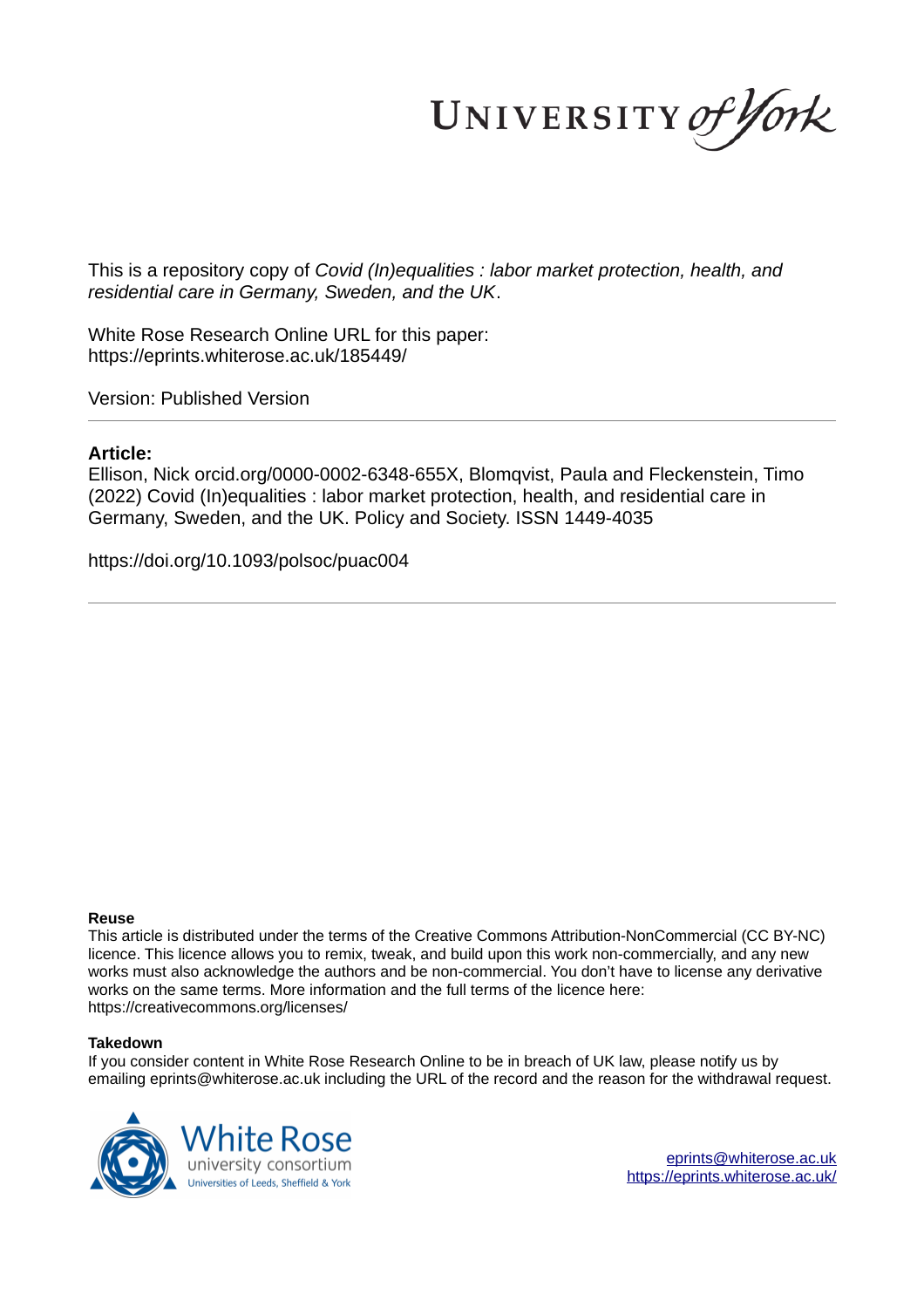This is a repository copy of *Covid (In)equalities : labor market protection, health, and residential care in Germany, Sweden, and the UK*.

White Rose Research Online URL for this paper:
https://eprints.whiterose.ac.uk/185449/

Version: Published Version

---

## Article:

Ellison, Nick orcid.org/0000-0002-6348-655X, Blomqvist, Paula and Fleckenstein, Timo (2022) Covid (In)equalities : labor market protection, health, and residential care in Germany, Sweden, and the UK. Policy and Society. ISSN 1449-4035

https://doi.org/10.1093/polsoc/puac004

---

**Reuse**

This article is distributed under the terms of the Creative Commons Attribution-NonCommercial (CC BY-NC) licence. This licence allows you to remix, tweak, and build upon this work non-commercially, and any new works must also acknowledge the authors and be non-commercial. You don't have to license any derivative works on the same terms. More information and the full terms of the licence here: https://creativecommons.org/licenses/

**Takedown**

If you consider content in White Rose Research Online to be in breach of UK law, please notify us by emailing eprints@whiterose.ac.uk including the URL of the record and the reason for the withdrawal request.

eprints@whiterose.ac.uk
https://eprints.whiterose.ac.uk/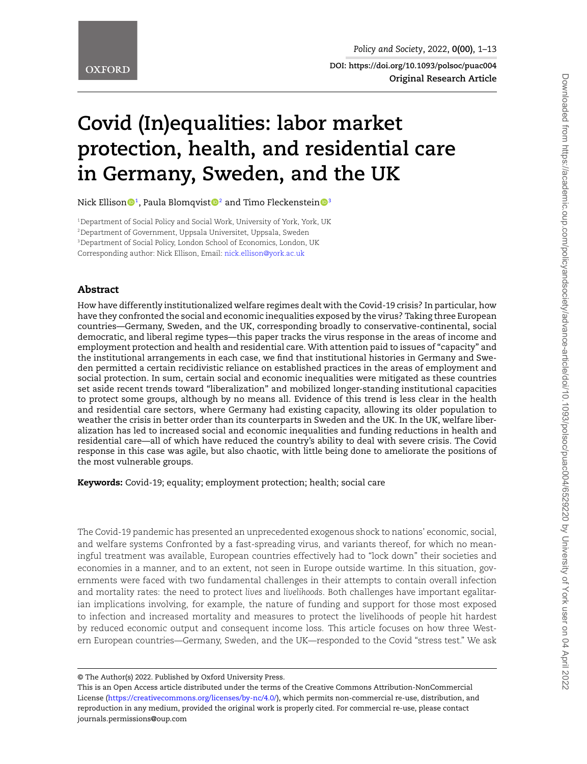# Covid (In)equalities: labor market protection, health, and residential care in Germany, Sweden, and the UK

Nick Ellison[1], Paula Blomqvist[2] and Timo Fleckenstein[3]

[1]Department of Social Policy and Social Work, University of York, York, UK
[2]Department of Government, Uppsala Universitet, Uppsala, Sweden
[3]Department of Social Policy, London School of Economics, London, UK
Corresponding author: Nick Ellison, Email: nick.ellison@york.ac.uk

## Abstract

How have differently institutionalized welfare regimes dealt with the Covid-19 crisis? In particular, how have they confronted the social and economic inequalities exposed by the virus? Taking three European countries—Germany, Sweden, and the UK, corresponding broadly to conservative-continental, social democratic, and liberal regime types—this paper tracks the virus response in the areas of income and employment protection and health and residential care. With attention paid to issues of "capacity" and the institutional arrangements in each case, we find that institutional histories in Germany and Sweden permitted a certain recidivistic reliance on established practices in the areas of employment and social protection. In sum, certain social and economic inequalities were mitigated as these countries set aside recent trends toward "liberalization" and mobilized longer-standing institutional capacities to protect some groups, although by no means all. Evidence of this trend is less clear in the health and residential care sectors, where Germany had existing capacity, allowing its older population to weather the crisis in better order than its counterparts in Sweden and the UK. In the UK, welfare liberalization has led to increased social and economic inequalities and funding reductions in health and residential care—all of which have reduced the country's ability to deal with severe crisis. The Covid response in this case was agile, but also chaotic, with little being done to ameliorate the positions of the most vulnerable groups.

**Keywords:** Covid-19; equality; employment protection; health; social care

The Covid-19 pandemic has presented an unprecedented exogenous shock to nations' economic, social, and welfare systems Confronted by a fast-spreading virus, and variants thereof, for which no meaningful treatment was available, European countries effectively had to "lock down" their societies and economies in a manner, and to an extent, not seen in Europe outside wartime. In this situation, governments were faced with two fundamental challenges in their attempts to contain overall infection and mortality rates: the need to protect *lives* and *livelihoods*. Both challenges have important egalitarian implications involving, for example, the nature of funding and support for those most exposed to infection and increased mortality and measures to protect the livelihoods of people hit hardest by reduced economic output and consequent income loss. This article focuses on how three Western European countries—Germany, Sweden, and the UK—responded to the Covid "stress test." We ask

© The Author(s) 2022. Published by Oxford University Press.
This is an Open Access article distributed under the terms of the Creative Commons Attribution-NonCommercial License (https://creativecommons.org/licenses/by-nc/4.0/), which permits non-commercial re-use, distribution, and reproduction in any medium, provided the original work is properly cited. For commercial re-use, please contact journals.permissions@oup.com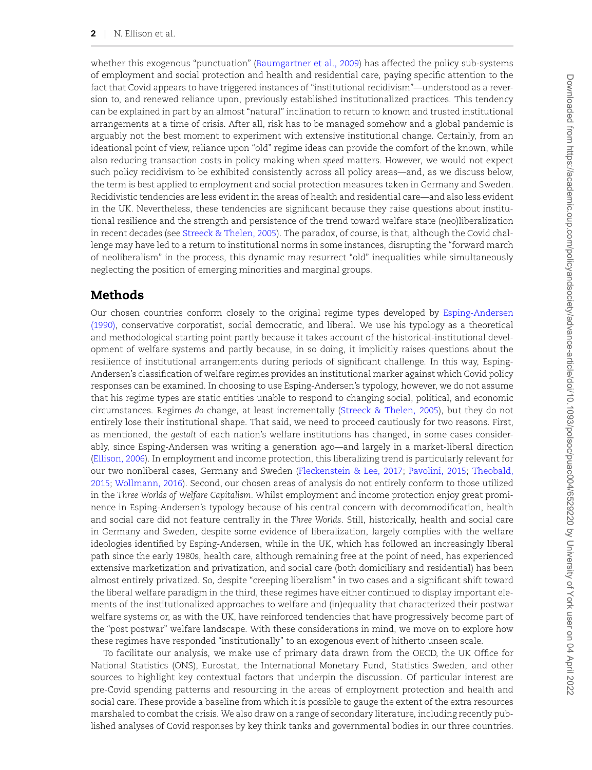whether this exogenous "punctuation" (Baumgartner et al., 2009) has affected the policy sub-systems of employment and social protection and health and residential care, paying specific attention to the fact that Covid appears to have triggered instances of "institutional recidivism"—understood as a reversion to, and renewed reliance upon, previously established institutionalized practices. This tendency can be explained in part by an almost "natural" inclination to return to known and trusted institutional arrangements at a time of crisis. After all, risk has to be managed somehow and a global pandemic is arguably not the best moment to experiment with extensive institutional change. Certainly, from an ideational point of view, reliance upon "old" regime ideas can provide the comfort of the known, while also reducing transaction costs in policy making when *speed* matters. However, we would not expect such policy recidivism to be exhibited consistently across all policy areas—and, as we discuss below, the term is best applied to employment and social protection measures taken in Germany and Sweden. Recidivistic tendencies are less evident in the areas of health and residential care—and also less evident in the UK. Nevertheless, these tendencies are significant because they raise questions about institutional resilience and the strength and persistence of the trend toward welfare state (neo)liberalization in recent decades (see Streeck & Thelen, 2005). The paradox, of course, is that, although the Covid challenge may have led to a return to institutional norms in some instances, disrupting the "forward march of neoliberalism" in the process, this dynamic may resurrect "old" inequalities while simultaneously neglecting the position of emerging minorities and marginal groups.

## Methods

Our chosen countries conform closely to the original regime types developed by Esping-Andersen (1990), conservative corporatist, social democratic, and liberal. We use his typology as a theoretical and methodological starting point partly because it takes account of the historical-institutional development of welfare systems and partly because, in so doing, it implicitly raises questions about the resilience of institutional arrangements during periods of significant challenge. In this way, Esping-Andersen's classification of welfare regimes provides an institutional marker against which Covid policy responses can be examined. In choosing to use Esping-Andersen's typology, however, we do not assume that his regime types are static entities unable to respond to changing social, political, and economic circumstances. Regimes *do* change, at least incrementally (Streeck & Thelen, 2005), but they do not entirely lose their institutional shape. That said, we need to proceed cautiously for two reasons. First, as mentioned, the *gestalt* of each nation's welfare institutions has changed, in some cases considerably, since Esping-Andersen was writing a generation ago—and largely in a market-liberal direction (Ellison, 2006). In employment and income protection, this liberalizing trend is particularly relevant for our two nonliberal cases, Germany and Sweden (Fleckenstein & Lee, 2017; Pavolini, 2015; Theobald, 2015; Wollmann, 2016). Second, our chosen areas of analysis do not entirely conform to those utilized in the *Three Worlds of Welfare Capitalism*. Whilst employment and income protection enjoy great prominence in Esping-Andersen's typology because of his central concern with decommodification, health and social care did not feature centrally in the *Three Worlds*. Still, historically, health and social care in Germany and Sweden, despite some evidence of liberalization, largely complies with the welfare ideologies identified by Esping-Andersen, while in the UK, which has followed an increasingly liberal path since the early 1980s, health care, although remaining free at the point of need, has experienced extensive marketization and privatization, and social care (both domiciliary and residential) has been almost entirely privatized. So, despite "creeping liberalism" in two cases and a significant shift toward the liberal welfare paradigm in the third, these regimes have either continued to display important elements of the institutionalized approaches to welfare and (in)equality that characterized their postwar welfare systems or, as with the UK, have reinforced tendencies that have progressively become part of the "post postwar" welfare landscape. With these considerations in mind, we move on to explore how these regimes have responded "institutionally" to an exogenous event of hitherto unseen scale.

To facilitate our analysis, we make use of primary data drawn from the OECD, the UK Office for National Statistics (ONS), Eurostat, the International Monetary Fund, Statistics Sweden, and other sources to highlight key contextual factors that underpin the discussion. Of particular interest are pre-Covid spending patterns and resourcing in the areas of employment protection and health and social care. These provide a baseline from which it is possible to gauge the extent of the extra resources marshaled to combat the crisis. We also draw on a range of secondary literature, including recently published analyses of Covid responses by key think tanks and governmental bodies in our three countries.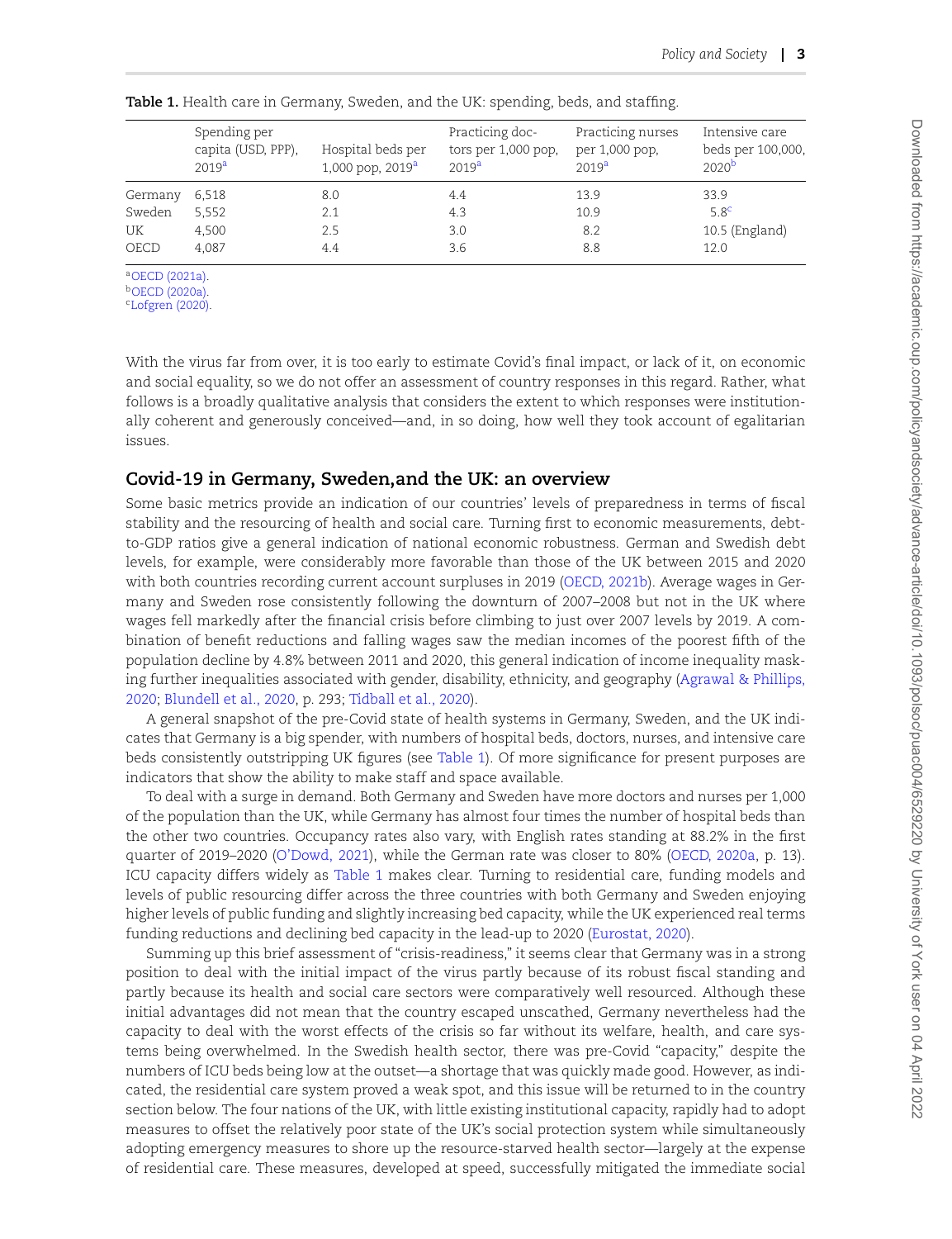**Table 1.** Health care in Germany, Sweden, and the UK: spending, beds, and staffing.

| | Spending per capita (USD, PPP), 2019[a] | Hospital beds per 1,000 pop, 2019[a] | Practicing doctors per 1,000 pop, 2019[a] | Practicing nurses per 1,000 pop, 2019[a] | Intensive care beds per 100,000, 2020[b] |
|---|---|---|---|---|---|
| Germany | 6,518 | 8.0 | 4.4 | 13.9 | 33.9 |
| Sweden | 5,552 | 2.1 | 4.3 | 10.9 | 5.8[c] |
| UK | 4,500 | 2.5 | 3.0 | 8.2 | 10.5 (England) |
| OECD | 4,087 | 4.4 | 3.6 | 8.8 | 12.0 |

[a]OECD (2021a).
[b]OECD (2020a).
[c]Lofgren (2020).

With the virus far from over, it is too early to estimate Covid's final impact, or lack of it, on economic and social equality, so we do not offer an assessment of country responses in this regard. Rather, what follows is a broadly qualitative analysis that considers the extent to which responses were institutionally coherent and generously conceived—and, in so doing, how well they took account of egalitarian issues.

## Covid-19 in Germany, Sweden,and the UK: an overview

Some basic metrics provide an indication of our countries' levels of preparedness in terms of fiscal stability and the resourcing of health and social care. Turning first to economic measurements, debt-to-GDP ratios give a general indication of national economic robustness. German and Swedish debt levels, for example, were considerably more favorable than those of the UK between 2015 and 2020 with both countries recording current account surpluses in 2019 (OECD, 2021b). Average wages in Germany and Sweden rose consistently following the downturn of 2007–2008 but not in the UK where wages fell markedly after the financial crisis before climbing to just over 2007 levels by 2019. A combination of benefit reductions and falling wages saw the median incomes of the poorest fifth of the population decline by 4.8% between 2011 and 2020, this general indication of income inequality masking further inequalities associated with gender, disability, ethnicity, and geography (Agrawal & Phillips, 2020; Blundell et al., 2020, p. 293; Tidball et al., 2020).

A general snapshot of the pre-Covid state of health systems in Germany, Sweden, and the UK indicates that Germany is a big spender, with numbers of hospital beds, doctors, nurses, and intensive care beds consistently outstripping UK figures (see Table 1). Of more significance for present purposes are indicators that show the ability to make staff and space available.

To deal with a surge in demand. Both Germany and Sweden have more doctors and nurses per 1,000 of the population than the UK, while Germany has almost four times the number of hospital beds than the other two countries. Occupancy rates also vary, with English rates standing at 88.2% in the first quarter of 2019–2020 (O'Dowd, 2021), while the German rate was closer to 80% (OECD, 2020a, p. 13). ICU capacity differs widely as Table 1 makes clear. Turning to residential care, funding models and levels of public resourcing differ across the three countries with both Germany and Sweden enjoying higher levels of public funding and slightly increasing bed capacity, while the UK experienced real terms funding reductions and declining bed capacity in the lead-up to 2020 (Eurostat, 2020).

Summing up this brief assessment of "crisis-readiness," it seems clear that Germany was in a strong position to deal with the initial impact of the virus partly because of its robust fiscal standing and partly because its health and social care sectors were comparatively well resourced. Although these initial advantages did not mean that the country escaped unscathed, Germany nevertheless had the capacity to deal with the worst effects of the crisis so far without its welfare, health, and care systems being overwhelmed. In the Swedish health sector, there was pre-Covid "capacity," despite the numbers of ICU beds being low at the outset—a shortage that was quickly made good. However, as indicated, the residential care system proved a weak spot, and this issue will be returned to in the country section below. The four nations of the UK, with little existing institutional capacity, rapidly had to adopt measures to offset the relatively poor state of the UK's social protection system while simultaneously adopting emergency measures to shore up the resource-starved health sector—largely at the expense of residential care. These measures, developed at speed, successfully mitigated the immediate social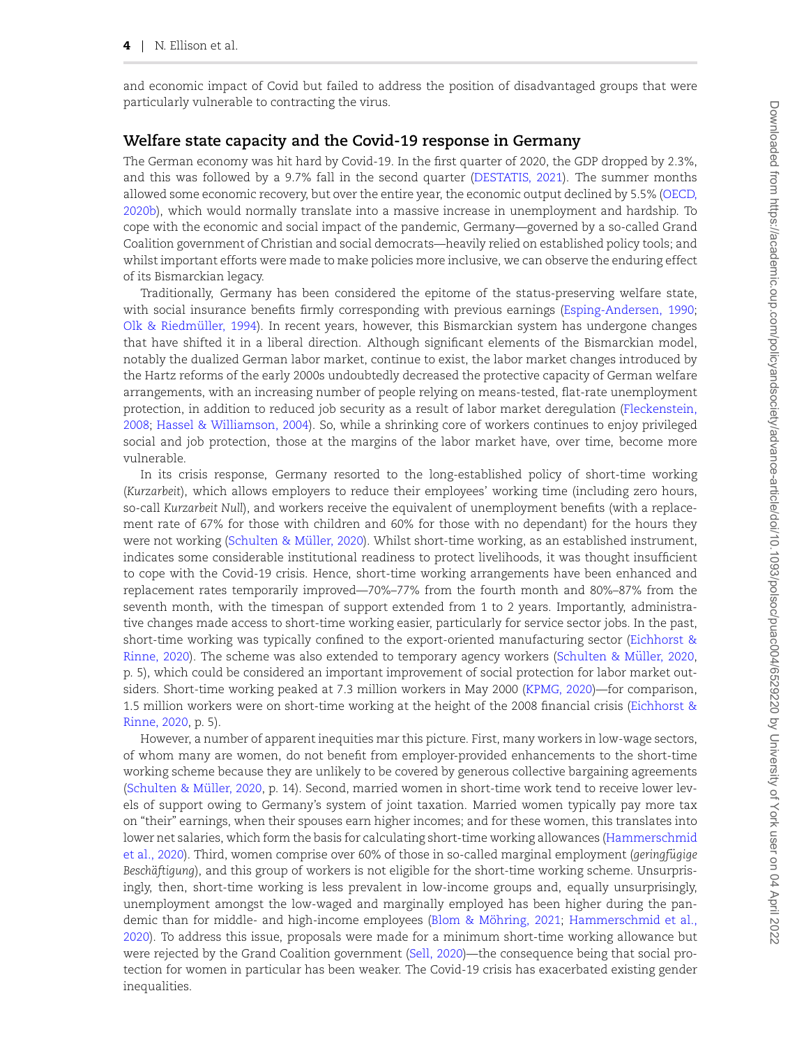and economic impact of Covid but failed to address the position of disadvantaged groups that were particularly vulnerable to contracting the virus.

## Welfare state capacity and the Covid-19 response in Germany

The German economy was hit hard by Covid-19. In the first quarter of 2020, the GDP dropped by 2.3%, and this was followed by a 9.7% fall in the second quarter (DESTATIS, 2021). The summer months allowed some economic recovery, but over the entire year, the economic output declined by 5.5% (OECD, 2020b), which would normally translate into a massive increase in unemployment and hardship. To cope with the economic and social impact of the pandemic, Germany—governed by a so-called Grand Coalition government of Christian and social democrats—heavily relied on established policy tools; and whilst important efforts were made to make policies more inclusive, we can observe the enduring effect of its Bismarckian legacy.

Traditionally, Germany has been considered the epitome of the status-preserving welfare state, with social insurance benefits firmly corresponding with previous earnings (Esping-Andersen, 1990; Olk & Riedmüller, 1994). In recent years, however, this Bismarckian system has undergone changes that have shifted it in a liberal direction. Although significant elements of the Bismarckian model, notably the dualized German labor market, continue to exist, the labor market changes introduced by the Hartz reforms of the early 2000s undoubtedly decreased the protective capacity of German welfare arrangements, with an increasing number of people relying on means-tested, flat-rate unemployment protection, in addition to reduced job security as a result of labor market deregulation (Fleckenstein, 2008; Hassel & Williamson, 2004). So, while a shrinking core of workers continues to enjoy privileged social and job protection, those at the margins of the labor market have, over time, become more vulnerable.

In its crisis response, Germany resorted to the long-established policy of short-time working (*Kurzarbeit*), which allows employers to reduce their employees' working time (including zero hours, so-call *Kurzarbeit Null*), and workers receive the equivalent of unemployment benefits (with a replacement rate of 67% for those with children and 60% for those with no dependant) for the hours they were not working (Schulten & Müller, 2020). Whilst short-time working, as an established instrument, indicates some considerable institutional readiness to protect livelihoods, it was thought insufficient to cope with the Covid-19 crisis. Hence, short-time working arrangements have been enhanced and replacement rates temporarily improved—70%–77% from the fourth month and 80%–87% from the seventh month, with the timespan of support extended from 1 to 2 years. Importantly, administrative changes made access to short-time working easier, particularly for service sector jobs. In the past, short-time working was typically confined to the export-oriented manufacturing sector (Eichhorst & Rinne, 2020). The scheme was also extended to temporary agency workers (Schulten & Müller, 2020, p. 5), which could be considered an important improvement of social protection for labor market outsiders. Short-time working peaked at 7.3 million workers in May 2000 (KPMG, 2020)—for comparison, 1.5 million workers were on short-time working at the height of the 2008 financial crisis (Eichhorst & Rinne, 2020, p. 5).

However, a number of apparent inequities mar this picture. First, many workers in low-wage sectors, of whom many are women, do not benefit from employer-provided enhancements to the short-time working scheme because they are unlikely to be covered by generous collective bargaining agreements (Schulten & Müller, 2020, p. 14). Second, married women in short-time work tend to receive lower levels of support owing to Germany's system of joint taxation. Married women typically pay more tax on "their" earnings, when their spouses earn higher incomes; and for these women, this translates into lower net salaries, which form the basis for calculating short-time working allowances (Hammerschmid et al., 2020). Third, women comprise over 60% of those in so-called marginal employment (*geringfügige Beschäftigung*), and this group of workers is not eligible for the short-time working scheme. Unsurprisingly, then, short-time working is less prevalent in low-income groups and, equally unsurprisingly, unemployment amongst the low-waged and marginally employed has been higher during the pandemic than for middle- and high-income employees (Blom & Möhring, 2021; Hammerschmid et al., 2020). To address this issue, proposals were made for a minimum short-time working allowance but were rejected by the Grand Coalition government (Sell, 2020)—the consequence being that social protection for women in particular has been weaker. The Covid-19 crisis has exacerbated existing gender inequalities.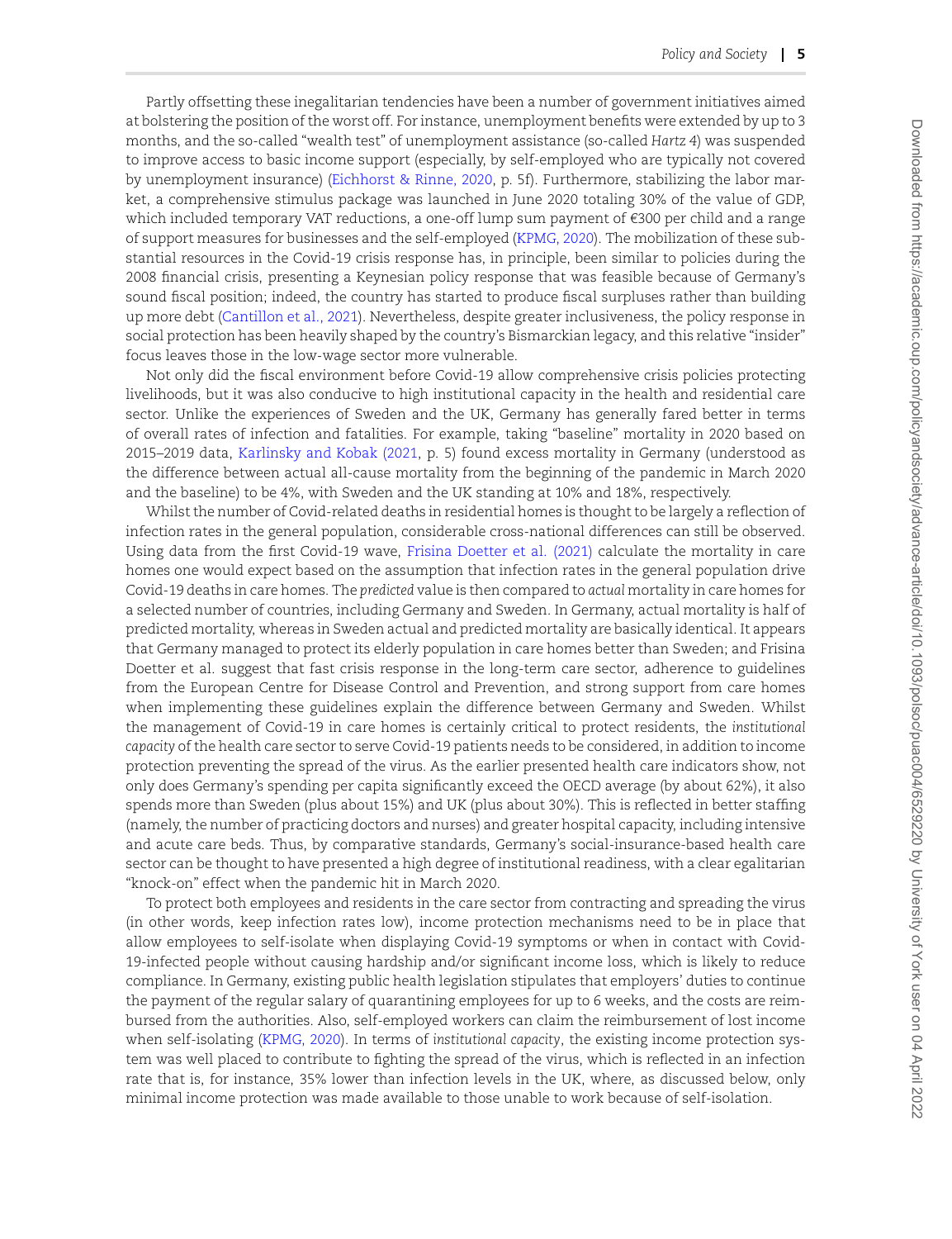Partly offsetting these inegalitarian tendencies have been a number of government initiatives aimed at bolstering the position of the worst off. For instance, unemployment benefits were extended by up to 3 months, and the so-called "wealth test" of unemployment assistance (so-called *Hartz 4*) was suspended to improve access to basic income support (especially, by self-employed who are typically not covered by unemployment insurance) (Eichhorst & Rinne, 2020, p. 5f). Furthermore, stabilizing the labor market, a comprehensive stimulus package was launched in June 2020 totaling 30% of the value of GDP, which included temporary VAT reductions, a one-off lump sum payment of €300 per child and a range of support measures for businesses and the self-employed (KPMG, 2020). The mobilization of these substantial resources in the Covid-19 crisis response has, in principle, been similar to policies during the 2008 financial crisis, presenting a Keynesian policy response that was feasible because of Germany's sound fiscal position; indeed, the country has started to produce fiscal surpluses rather than building up more debt (Cantillon et al., 2021). Nevertheless, despite greater inclusiveness, the policy response in social protection has been heavily shaped by the country's Bismarckian legacy, and this relative "insider" focus leaves those in the low-wage sector more vulnerable.

Not only did the fiscal environment before Covid-19 allow comprehensive crisis policies protecting livelihoods, but it was also conducive to high institutional capacity in the health and residential care sector. Unlike the experiences of Sweden and the UK, Germany has generally fared better in terms of overall rates of infection and fatalities. For example, taking "baseline" mortality in 2020 based on 2015–2019 data, Karlinsky and Kobak (2021, p. 5) found excess mortality in Germany (understood as the difference between actual all-cause mortality from the beginning of the pandemic in March 2020 and the baseline) to be 4%, with Sweden and the UK standing at 10% and 18%, respectively.

Whilst the number of Covid-related deaths in residential homes is thought to be largely a reflection of infection rates in the general population, considerable cross-national differences can still be observed. Using data from the first Covid-19 wave, Frisina Doetter et al. (2021) calculate the mortality in care homes one would expect based on the assumption that infection rates in the general population drive Covid-19 deaths in care homes. The *predicted* value is then compared to *actual* mortality in care homes for a selected number of countries, including Germany and Sweden. In Germany, actual mortality is half of predicted mortality, whereas in Sweden actual and predicted mortality are basically identical. It appears that Germany managed to protect its elderly population in care homes better than Sweden; and Frisina Doetter et al. suggest that fast crisis response in the long-term care sector, adherence to guidelines from the European Centre for Disease Control and Prevention, and strong support from care homes when implementing these guidelines explain the difference between Germany and Sweden. Whilst the management of Covid-19 in care homes is certainly critical to protect residents, the *institutional capacity* of the health care sector to serve Covid-19 patients needs to be considered, in addition to income protection preventing the spread of the virus. As the earlier presented health care indicators show, not only does Germany's spending per capita significantly exceed the OECD average (by about 62%), it also spends more than Sweden (plus about 15%) and UK (plus about 30%). This is reflected in better staffing (namely, the number of practicing doctors and nurses) and greater hospital capacity, including intensive and acute care beds. Thus, by comparative standards, Germany's social-insurance-based health care sector can be thought to have presented a high degree of institutional readiness, with a clear egalitarian "knock-on" effect when the pandemic hit in March 2020.

To protect both employees and residents in the care sector from contracting and spreading the virus (in other words, keep infection rates low), income protection mechanisms need to be in place that allow employees to self-isolate when displaying Covid-19 symptoms or when in contact with Covid-19-infected people without causing hardship and/or significant income loss, which is likely to reduce compliance. In Germany, existing public health legislation stipulates that employers' duties to continue the payment of the regular salary of quarantining employees for up to 6 weeks, and the costs are reimbursed from the authorities. Also, self-employed workers can claim the reimbursement of lost income when self-isolating (KPMG, 2020). In terms of *institutional capacity*, the existing income protection system was well placed to contribute to fighting the spread of the virus, which is reflected in an infection rate that is, for instance, 35% lower than infection levels in the UK, where, as discussed below, only minimal income protection was made available to those unable to work because of self-isolation.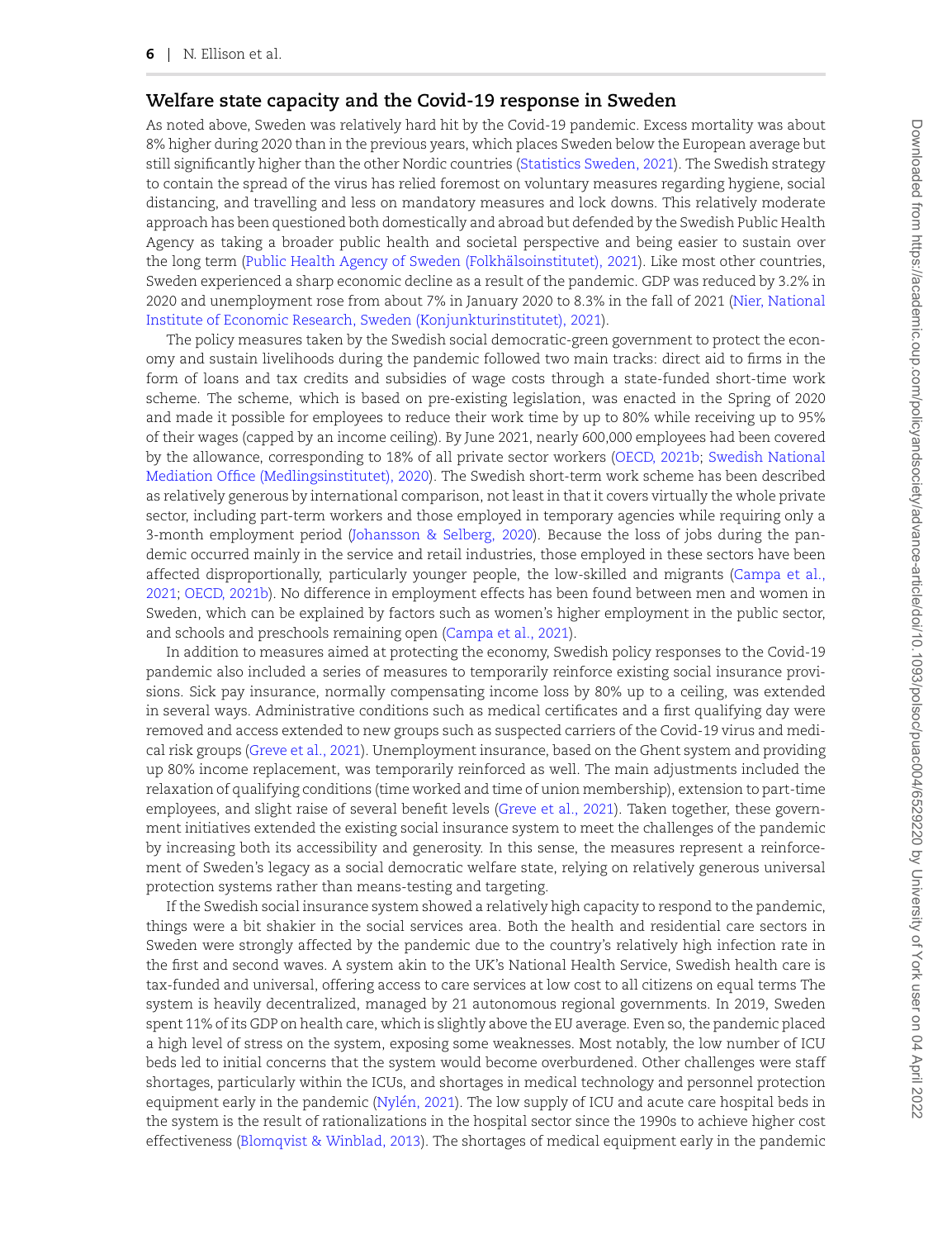## Welfare state capacity and the Covid-19 response in Sweden

As noted above, Sweden was relatively hard hit by the Covid-19 pandemic. Excess mortality was about 8% higher during 2020 than in the previous years, which places Sweden below the European average but still significantly higher than the other Nordic countries (Statistics Sweden, 2021). The Swedish strategy to contain the spread of the virus has relied foremost on voluntary measures regarding hygiene, social distancing, and travelling and less on mandatory measures and lock downs. This relatively moderate approach has been questioned both domestically and abroad but defended by the Swedish Public Health Agency as taking a broader public health and societal perspective and being easier to sustain over the long term (Public Health Agency of Sweden (Folkhälsoinstitutet), 2021). Like most other countries, Sweden experienced a sharp economic decline as a result of the pandemic. GDP was reduced by 3.2% in 2020 and unemployment rose from about 7% in January 2020 to 8.3% in the fall of 2021 (Nier, National Institute of Economic Research, Sweden (Konjunkturinstitutet), 2021).

The policy measures taken by the Swedish social democratic-green government to protect the economy and sustain livelihoods during the pandemic followed two main tracks: direct aid to firms in the form of loans and tax credits and subsidies of wage costs through a state-funded short-time work scheme. The scheme, which is based on pre-existing legislation, was enacted in the Spring of 2020 and made it possible for employees to reduce their work time by up to 80% while receiving up to 95% of their wages (capped by an income ceiling). By June 2021, nearly 600,000 employees had been covered by the allowance, corresponding to 18% of all private sector workers (OECD, 2021b; Swedish National Mediation Office (Medlingsinstitutet), 2020). The Swedish short-term work scheme has been described as relatively generous by international comparison, not least in that it covers virtually the whole private sector, including part-term workers and those employed in temporary agencies while requiring only a 3-month employment period (Johansson & Selberg, 2020). Because the loss of jobs during the pandemic occurred mainly in the service and retail industries, those employed in these sectors have been affected disproportionally, particularly younger people, the low-skilled and migrants (Campa et al., 2021; OECD, 2021b). No difference in employment effects has been found between men and women in Sweden, which can be explained by factors such as women's higher employment in the public sector, and schools and preschools remaining open (Campa et al., 2021).

In addition to measures aimed at protecting the economy, Swedish policy responses to the Covid-19 pandemic also included a series of measures to temporarily reinforce existing social insurance provisions. Sick pay insurance, normally compensating income loss by 80% up to a ceiling, was extended in several ways. Administrative conditions such as medical certificates and a first qualifying day were removed and access extended to new groups such as suspected carriers of the Covid-19 virus and medical risk groups (Greve et al., 2021). Unemployment insurance, based on the Ghent system and providing up 80% income replacement, was temporarily reinforced as well. The main adjustments included the relaxation of qualifying conditions (time worked and time of union membership), extension to part-time employees, and slight raise of several benefit levels (Greve et al., 2021). Taken together, these government initiatives extended the existing social insurance system to meet the challenges of the pandemic by increasing both its accessibility and generosity. In this sense, the measures represent a reinforcement of Sweden's legacy as a social democratic welfare state, relying on relatively generous universal protection systems rather than means-testing and targeting.

If the Swedish social insurance system showed a relatively high capacity to respond to the pandemic, things were a bit shakier in the social services area. Both the health and residential care sectors in Sweden were strongly affected by the pandemic due to the country's relatively high infection rate in the first and second waves. A system akin to the UK's National Health Service, Swedish health care is tax-funded and universal, offering access to care services at low cost to all citizens on equal terms The system is heavily decentralized, managed by 21 autonomous regional governments. In 2019, Sweden spent 11% of its GDP on health care, which is slightly above the EU average. Even so, the pandemic placed a high level of stress on the system, exposing some weaknesses. Most notably, the low number of ICU beds led to initial concerns that the system would become overburdened. Other challenges were staff shortages, particularly within the ICUs, and shortages in medical technology and personnel protection equipment early in the pandemic (Nylén, 2021). The low supply of ICU and acute care hospital beds in the system is the result of rationalizations in the hospital sector since the 1990s to achieve higher cost effectiveness (Blomqvist & Winblad, 2013). The shortages of medical equipment early in the pandemic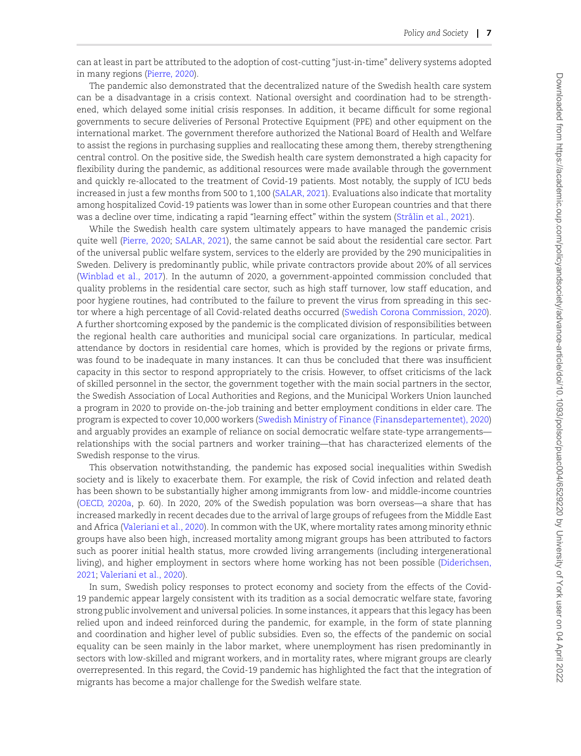can at least in part be attributed to the adoption of cost-cutting "just-in-time" delivery systems adopted in many regions (Pierre, 2020).

The pandemic also demonstrated that the decentralized nature of the Swedish health care system can be a disadvantage in a crisis context. National oversight and coordination had to be strengthened, which delayed some initial crisis responses. In addition, it became difficult for some regional governments to secure deliveries of Personal Protective Equipment (PPE) and other equipment on the international market. The government therefore authorized the National Board of Health and Welfare to assist the regions in purchasing supplies and reallocating these among them, thereby strengthening central control. On the positive side, the Swedish health care system demonstrated a high capacity for flexibility during the pandemic, as additional resources were made available through the government and quickly re-allocated to the treatment of Covid-19 patients. Most notably, the supply of ICU beds increased in just a few months from 500 to 1,100 (SALAR, 2021). Evaluations also indicate that mortality among hospitalized Covid-19 patients was lower than in some other European countries and that there was a decline over time, indicating a rapid "learning effect" within the system (Strålin et al., 2021).

While the Swedish health care system ultimately appears to have managed the pandemic crisis quite well (Pierre, 2020; SALAR, 2021), the same cannot be said about the residential care sector. Part of the universal public welfare system, services to the elderly are provided by the 290 municipalities in Sweden. Delivery is predominantly public, while private contractors provide about 20% of all services (Winblad et al., 2017). In the autumn of 2020, a government-appointed commission concluded that quality problems in the residential care sector, such as high staff turnover, low staff education, and poor hygiene routines, had contributed to the failure to prevent the virus from spreading in this sector where a high percentage of all Covid-related deaths occurred (Swedish Corona Commission, 2020). A further shortcoming exposed by the pandemic is the complicated division of responsibilities between the regional health care authorities and municipal social care organizations. In particular, medical attendance by doctors in residential care homes, which is provided by the regions or private firms, was found to be inadequate in many instances. It can thus be concluded that there was insufficient capacity in this sector to respond appropriately to the crisis. However, to offset criticisms of the lack of skilled personnel in the sector, the government together with the main social partners in the sector, the Swedish Association of Local Authorities and Regions, and the Municipal Workers Union launched a program in 2020 to provide on-the-job training and better employment conditions in elder care. The program is expected to cover 10,000 workers (Swedish Ministry of Finance (Finansdepartementet), 2020) and arguably provides an example of reliance on social democratic welfare state-type arrangements—relationships with the social partners and worker training—that has characterized elements of the Swedish response to the virus.

This observation notwithstanding, the pandemic has exposed social inequalities within Swedish society and is likely to exacerbate them. For example, the risk of Covid infection and related death has been shown to be substantially higher among immigrants from low- and middle-income countries (OECD, 2020a, p. 60). In 2020, 20% of the Swedish population was born overseas—a share that has increased markedly in recent decades due to the arrival of large groups of refugees from the Middle East and Africa (Valeriani et al., 2020). In common with the UK, where mortality rates among minority ethnic groups have also been high, increased mortality among migrant groups has been attributed to factors such as poorer initial health status, more crowded living arrangements (including intergenerational living), and higher employment in sectors where home working has not been possible (Diderichsen, 2021; Valeriani et al., 2020).

In sum, Swedish policy responses to protect economy and society from the effects of the Covid-19 pandemic appear largely consistent with its tradition as a social democratic welfare state, favoring strong public involvement and universal policies. In some instances, it appears that this legacy has been relied upon and indeed reinforced during the pandemic, for example, in the form of state planning and coordination and higher level of public subsidies. Even so, the effects of the pandemic on social equality can be seen mainly in the labor market, where unemployment has risen predominantly in sectors with low-skilled and migrant workers, and in mortality rates, where migrant groups are clearly overrepresented. In this regard, the Covid-19 pandemic has highlighted the fact that the integration of migrants has become a major challenge for the Swedish welfare state.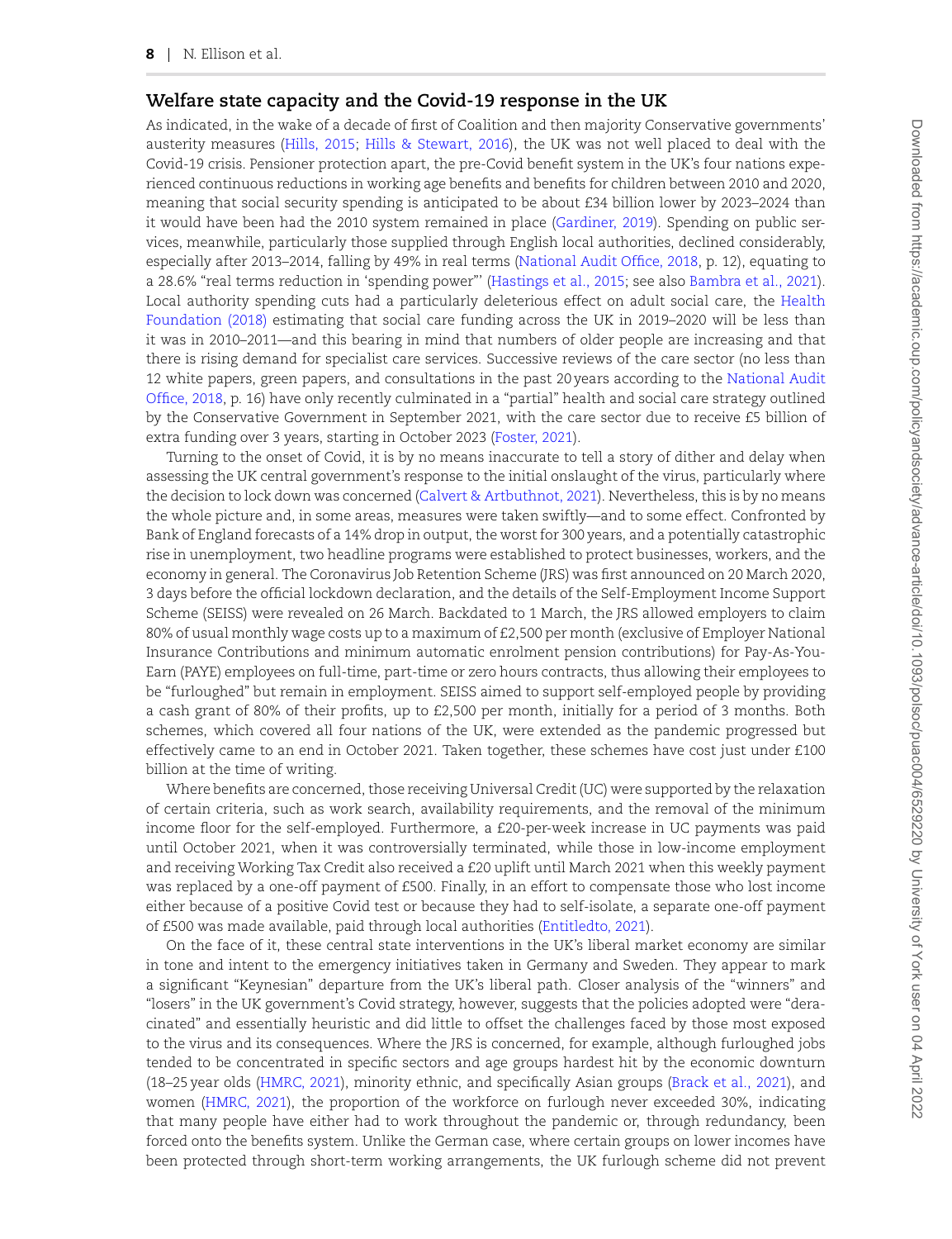## Welfare state capacity and the Covid-19 response in the UK

As indicated, in the wake of a decade of first of Coalition and then majority Conservative governments' austerity measures (Hills, 2015; Hills & Stewart, 2016), the UK was not well placed to deal with the Covid-19 crisis. Pensioner protection apart, the pre-Covid benefit system in the UK's four nations experienced continuous reductions in working age benefits and benefits for children between 2010 and 2020, meaning that social security spending is anticipated to be about £34 billion lower by 2023–2024 than it would have been had the 2010 system remained in place (Gardiner, 2019). Spending on public services, meanwhile, particularly those supplied through English local authorities, declined considerably, especially after 2013–2014, falling by 49% in real terms (National Audit Office, 2018, p. 12), equating to a 28.6% "real terms reduction in 'spending power'" (Hastings et al., 2015; see also Bambra et al., 2021). Local authority spending cuts had a particularly deleterious effect on adult social care, the Health Foundation (2018) estimating that social care funding across the UK in 2019–2020 will be less than it was in 2010–2011—and this bearing in mind that numbers of older people are increasing and that there is rising demand for specialist care services. Successive reviews of the care sector (no less than 12 white papers, green papers, and consultations in the past 20 years according to the National Audit Office, 2018, p. 16) have only recently culminated in a "partial" health and social care strategy outlined by the Conservative Government in September 2021, with the care sector due to receive £5 billion of extra funding over 3 years, starting in October 2023 (Foster, 2021).

Turning to the onset of Covid, it is by no means inaccurate to tell a story of dither and delay when assessing the UK central government's response to the initial onslaught of the virus, particularly where the decision to lock down was concerned (Calvert & Artbuthnot, 2021). Nevertheless, this is by no means the whole picture and, in some areas, measures were taken swiftly—and to some effect. Confronted by Bank of England forecasts of a 14% drop in output, the worst for 300 years, and a potentially catastrophic rise in unemployment, two headline programs were established to protect businesses, workers, and the economy in general. The Coronavirus Job Retention Scheme (JRS) was first announced on 20 March 2020, 3 days before the official lockdown declaration, and the details of the Self-Employment Income Support Scheme (SEISS) were revealed on 26 March. Backdated to 1 March, the JRS allowed employers to claim 80% of usual monthly wage costs up to a maximum of £2,500 per month (exclusive of Employer National Insurance Contributions and minimum automatic enrolment pension contributions) for Pay-As-You-Earn (PAYE) employees on full-time, part-time or zero hours contracts, thus allowing their employees to be "furloughed" but remain in employment. SEISS aimed to support self-employed people by providing a cash grant of 80% of their profits, up to £2,500 per month, initially for a period of 3 months. Both schemes, which covered all four nations of the UK, were extended as the pandemic progressed but effectively came to an end in October 2021. Taken together, these schemes have cost just under £100 billion at the time of writing.

Where benefits are concerned, those receiving Universal Credit (UC) were supported by the relaxation of certain criteria, such as work search, availability requirements, and the removal of the minimum income floor for the self-employed. Furthermore, a £20-per-week increase in UC payments was paid until October 2021, when it was controversially terminated, while those in low-income employment and receiving Working Tax Credit also received a £20 uplift until March 2021 when this weekly payment was replaced by a one-off payment of £500. Finally, in an effort to compensate those who lost income either because of a positive Covid test or because they had to self-isolate, a separate one-off payment of £500 was made available, paid through local authorities (Entitledto, 2021).

On the face of it, these central state interventions in the UK's liberal market economy are similar in tone and intent to the emergency initiatives taken in Germany and Sweden. They appear to mark a significant "Keynesian" departure from the UK's liberal path. Closer analysis of the "winners" and "losers" in the UK government's Covid strategy, however, suggests that the policies adopted were "deracinated" and essentially heuristic and did little to offset the challenges faced by those most exposed to the virus and its consequences. Where the JRS is concerned, for example, although furloughed jobs tended to be concentrated in specific sectors and age groups hardest hit by the economic downturn (18–25 year olds (HMRC, 2021), minority ethnic, and specifically Asian groups (Brack et al., 2021), and women (HMRC, 2021), the proportion of the workforce on furlough never exceeded 30%, indicating that many people have either had to work throughout the pandemic or, through redundancy, been forced onto the benefits system. Unlike the German case, where certain groups on lower incomes have been protected through short-term working arrangements, the UK furlough scheme did not prevent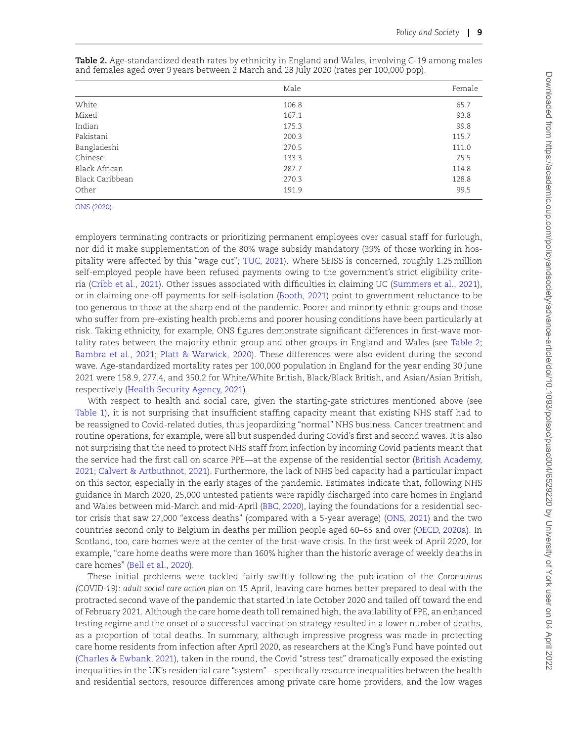**Table 2.** Age-standardized death rates by ethnicity in England and Wales, involving C-19 among males and females aged over 9 years between 2 March and 28 July 2020 (rates per 100,000 pop).

| | Male | Female |
|---|---|---|
| White | 106.8 | 65.7 |
| Mixed | 167.1 | 93.8 |
| Indian | 175.3 | 99.8 |
| Pakistani | 200.3 | 115.7 |
| Bangladeshi | 270.5 | 111.0 |
| Chinese | 133.3 | 75.5 |
| Black African | 287.7 | 114.8 |
| Black Caribbean | 270.3 | 128.8 |
| Other | 191.9 | 99.5 |

ONS (2020).

employers terminating contracts or prioritizing permanent employees over casual staff for furlough, nor did it make supplementation of the 80% wage subsidy mandatory (39% of those working in hospitality were affected by this "wage cut"; TUC, 2021). Where SEISS is concerned, roughly 1.25 million self-employed people have been refused payments owing to the government's strict eligibility criteria (Cribb et al., 2021). Other issues associated with difficulties in claiming UC (Summers et al., 2021), or in claiming one-off payments for self-isolation (Booth, 2021) point to government reluctance to be too generous to those at the sharp end of the pandemic. Poorer and minority ethnic groups and those who suffer from pre-existing health problems and poorer housing conditions have been particularly at risk. Taking ethnicity, for example, ONS figures demonstrate significant differences in first-wave mortality rates between the majority ethnic group and other groups in England and Wales (see Table 2; Bambra et al., 2021; Platt & Warwick, 2020). These differences were also evident during the second wave. Age-standardized mortality rates per 100,000 population in England for the year ending 30 June 2021 were 158.9, 277.4, and 350.2 for White/White British, Black/Black British, and Asian/Asian British, respectively (Health Security Agency, 2021).

With respect to health and social care, given the starting-gate strictures mentioned above (see Table 1), it is not surprising that insufficient staffing capacity meant that existing NHS staff had to be reassigned to Covid-related duties, thus jeopardizing "normal" NHS business. Cancer treatment and routine operations, for example, were all but suspended during Covid's first and second waves. It is also not surprising that the need to protect NHS staff from infection by incoming Covid patients meant that the service had the first call on scarce PPE—at the expense of the residential sector (British Academy, 2021; Calvert & Artbuthnot, 2021). Furthermore, the lack of NHS bed capacity had a particular impact on this sector, especially in the early stages of the pandemic. Estimates indicate that, following NHS guidance in March 2020, 25,000 untested patients were rapidly discharged into care homes in England and Wales between mid-March and mid-April (BBC, 2020), laying the foundations for a residential sector crisis that saw 27,000 "excess deaths" (compared with a 5-year average) (ONS, 2021) and the two countries second only to Belgium in deaths per million people aged 60–65 and over (OECD, 2020a). In Scotland, too, care homes were at the center of the first-wave crisis. In the first week of April 2020, for example, "care home deaths were more than 160% higher than the historic average of weekly deaths in care homes" (Bell et al., 2020).

These initial problems were tackled fairly swiftly following the publication of the *Coronavirus (COVID-19): adult social care action plan* on 15 April, leaving care homes better prepared to deal with the protracted second wave of the pandemic that started in late October 2020 and tailed off toward the end of February 2021. Although the care home death toll remained high, the availability of PPE, an enhanced testing regime and the onset of a successful vaccination strategy resulted in a lower number of deaths, as a proportion of total deaths. In summary, although impressive progress was made in protecting care home residents from infection after April 2020, as researchers at the King's Fund have pointed out (Charles & Ewbank, 2021), taken in the round, the Covid "stress test" dramatically exposed the existing inequalities in the UK's residential care "system"—specifically resource inequalities between the health and residential sectors, resource differences among private care home providers, and the low wages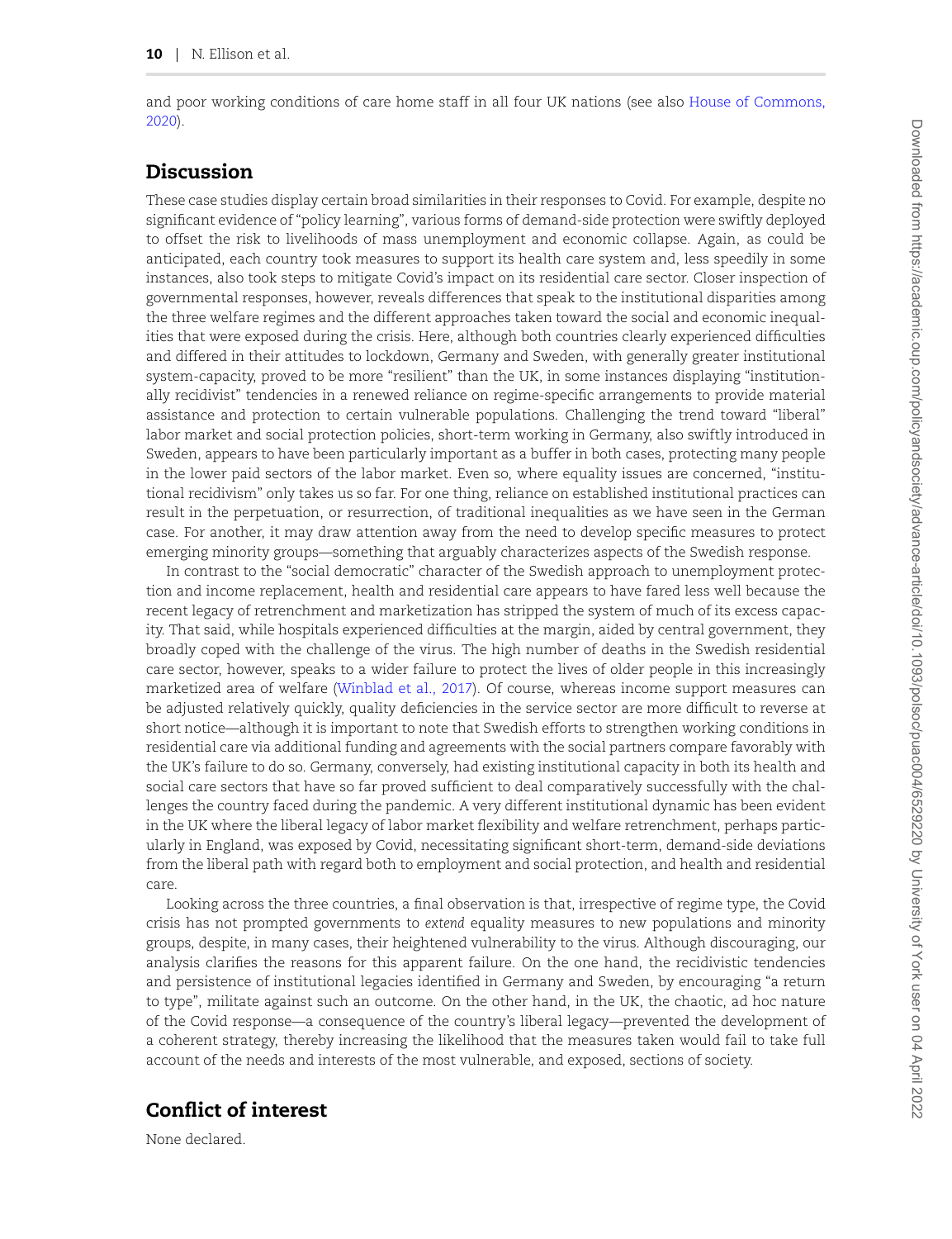and poor working conditions of care home staff in all four UK nations (see also House of Commons, 2020).

## Discussion

These case studies display certain broad similarities in their responses to Covid. For example, despite no significant evidence of "policy learning", various forms of demand-side protection were swiftly deployed to offset the risk to livelihoods of mass unemployment and economic collapse. Again, as could be anticipated, each country took measures to support its health care system and, less speedily in some instances, also took steps to mitigate Covid's impact on its residential care sector. Closer inspection of governmental responses, however, reveals differences that speak to the institutional disparities among the three welfare regimes and the different approaches taken toward the social and economic inequalities that were exposed during the crisis. Here, although both countries clearly experienced difficulties and differed in their attitudes to lockdown, Germany and Sweden, with generally greater institutional system-capacity, proved to be more "resilient" than the UK, in some instances displaying "institutionally recidivist" tendencies in a renewed reliance on regime-specific arrangements to provide material assistance and protection to certain vulnerable populations. Challenging the trend toward "liberal" labor market and social protection policies, short-term working in Germany, also swiftly introduced in Sweden, appears to have been particularly important as a buffer in both cases, protecting many people in the lower paid sectors of the labor market. Even so, where equality issues are concerned, "institutional recidivism" only takes us so far. For one thing, reliance on established institutional practices can result in the perpetuation, or resurrection, of traditional inequalities as we have seen in the German case. For another, it may draw attention away from the need to develop specific measures to protect emerging minority groups—something that arguably characterizes aspects of the Swedish response.

In contrast to the "social democratic" character of the Swedish approach to unemployment protection and income replacement, health and residential care appears to have fared less well because the recent legacy of retrenchment and marketization has stripped the system of much of its excess capacity. That said, while hospitals experienced difficulties at the margin, aided by central government, they broadly coped with the challenge of the virus. The high number of deaths in the Swedish residential care sector, however, speaks to a wider failure to protect the lives of older people in this increasingly marketized area of welfare (Winblad et al., 2017). Of course, whereas income support measures can be adjusted relatively quickly, quality deficiencies in the service sector are more difficult to reverse at short notice—although it is important to note that Swedish efforts to strengthen working conditions in residential care via additional funding and agreements with the social partners compare favorably with the UK's failure to do so. Germany, conversely, had existing institutional capacity in both its health and social care sectors that have so far proved sufficient to deal comparatively successfully with the challenges the country faced during the pandemic. A very different institutional dynamic has been evident in the UK where the liberal legacy of labor market flexibility and welfare retrenchment, perhaps particularly in England, was exposed by Covid, necessitating significant short-term, demand-side deviations from the liberal path with regard both to employment and social protection, and health and residential care.

Looking across the three countries, a final observation is that, irrespective of regime type, the Covid crisis has not prompted governments to *extend* equality measures to new populations and minority groups, despite, in many cases, their heightened vulnerability to the virus. Although discouraging, our analysis clarifies the reasons for this apparent failure. On the one hand, the recidivistic tendencies and persistence of institutional legacies identified in Germany and Sweden, by encouraging "a return to type", militate against such an outcome. On the other hand, in the UK, the chaotic, ad hoc nature of the Covid response—a consequence of the country's liberal legacy—prevented the development of a coherent strategy, thereby increasing the likelihood that the measures taken would fail to take full account of the needs and interests of the most vulnerable, and exposed, sections of society.

## Conflict of interest

None declared.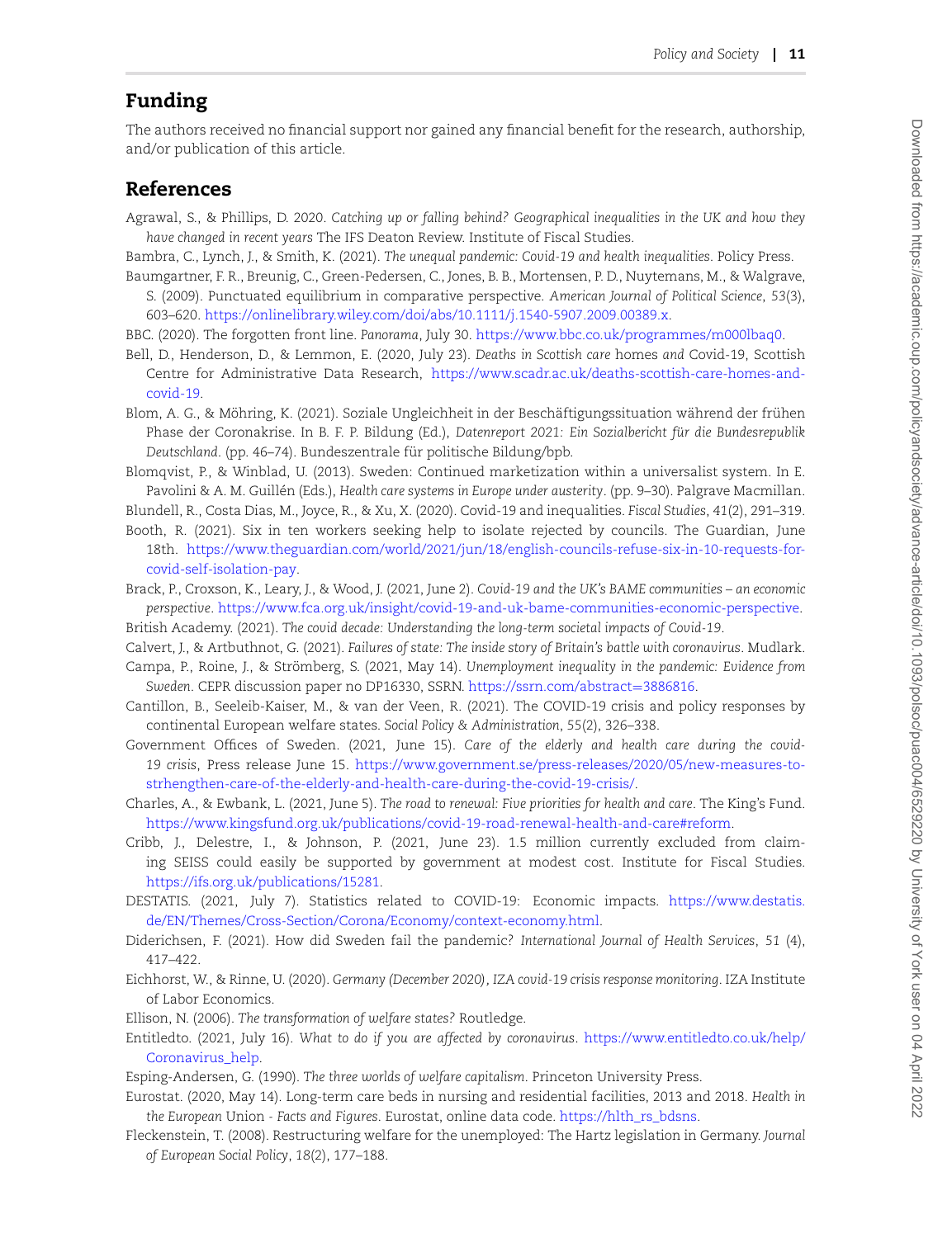## Funding

The authors received no financial support nor gained any financial benefit for the research, authorship, and/or publication of this article.

## References

Agrawal, S., & Phillips, D. 2020. *Catching up or falling behind? Geographical inequalities in the UK and how they have changed in recent years* The IFS Deaton Review. Institute of Fiscal Studies.

Bambra, C., Lynch, J., & Smith, K. (2021). *The unequal pandemic: Covid-19 and health inequalities*. Policy Press.

Baumgartner, F. R., Breunig, C., Green-Pedersen, C., Jones, B. B., Mortensen, P. D., Nuytemans, M., & Walgrave, S. (2009). Punctuated equilibrium in comparative perspective. *American Journal of Political Science*, *53*(3), 603–620. https://onlinelibrary.wiley.com/doi/abs/10.1111/j.1540-5907.2009.00389.x.

BBC. (2020). The forgotten front line. *Panorama*, July 30. https://www.bbc.co.uk/programmes/m000lbaq0.

Bell, D., Henderson, D., & Lemmon, E. (2020, July 23). *Deaths in Scottish care* homes *and* Covid-19, Scottish Centre for Administrative Data Research, https://www.scadr.ac.uk/deaths-scottish-care-homes-and-covid-19.

Blom, A. G., & Möhring, K. (2021). Soziale Ungleichheit in der Beschäftigungssituation während der frühen Phase der Coronakrise. In B. F. P. Bildung (Ed.), *Datenreport 2021: Ein Sozialbericht für die Bundesrepublik Deutschland*. (pp. 46–74). Bundeszentrale für politische Bildung/bpb.

Blomqvist, P., & Winblad, U. (2013). Sweden: Continued marketization within a universalist system. In E. Pavolini & A. M. Guillén (Eds.), *Health care systems in Europe under austerity*. (pp. 9–30). Palgrave Macmillan.

Blundell, R., Costa Dias, M., Joyce, R., & Xu, X. (2020). Covid-19 and inequalities. *Fiscal Studies*, *41*(2), 291–319.

Booth, R. (2021). Six in ten workers seeking help to isolate rejected by councils. The Guardian, June 18th. https://www.theguardian.com/world/2021/jun/18/english-councils-refuse-six-in-10-requests-for-covid-self-isolation-pay.

Brack, P., Croxson, K., Leary, J., & Wood, J. (2021, June 2). *Covid-19 and the UK's BAME communities – an economic perspective*. https://www.fca.org.uk/insight/covid-19-and-uk-bame-communities-economic-perspective.

British Academy. (2021). *The covid decade: Understanding the long-term societal impacts of Covid-19*.

Calvert, J., & Artbuthnot, G. (2021). *Failures of state: The inside story of Britain's battle with coronavirus*. Mudlark.

Campa, P., Roine, J., & Strömberg, S. (2021, May 14). *Unemployment inequality in the pandemic: Evidence from Sweden*. CEPR discussion paper no DP16330, SSRN. https://ssrn.com/abstract=3886816.

Cantillon, B., Seeleib-Kaiser, M., & van der Veen, R. (2021). The COVID-19 crisis and policy responses by continental European welfare states. *Social Policy & Administration*, 55(2), 326–338.

Government Offices of Sweden. (2021, June 15). *Care of the elderly and health care during the covid-19 crisis*, Press release June 15. https://www.government.se/press-releases/2020/05/new-measures-to-strhengthen-care-of-the-elderly-and-health-care-during-the-covid-19-crisis/.

Charles, A., & Ewbank, L. (2021, June 5). *The road to renewal: Five priorities for health and care*. The King's Fund. https://www.kingsfund.org.uk/publications/covid-19-road-renewal-health-and-care#reform.

Cribb, J., Delestre, I., & Johnson, P. (2021, June 23). 1.5 million currently excluded from claiming SEISS could easily be supported by government at modest cost. Institute for Fiscal Studies. https://ifs.org.uk/publications/15281.

DESTATIS. (2021, July 7). Statistics related to COVID-19: Economic impacts. https://www.destatis.de/EN/Themes/Cross-Section/Corona/Economy/context-economy.html.

Diderichsen, F. (2021). How did Sweden fail the pandemic? *International Journal of Health Services*, 51 (4), 417–422.

Eichhorst, W., & Rinne, U. (2020). *Germany (December 2020), IZA covid-19 crisis response monitoring*. IZA Institute of Labor Economics.

Ellison, N. (2006). *The transformation of welfare states?* Routledge.

Entitledto. (2021, July 16). *What to do if you are affected by coronavirus*. https://www.entitledto.co.uk/help/Coronavirus_help.

Esping-Andersen, G. (1990). *The three worlds of welfare capitalism*. Princeton University Press.

Eurostat. (2020, May 14). Long-term care beds in nursing and residential facilities, 2013 and 2018. *Health in the European* Union *- Facts and Figures*. Eurostat, online data code. https://hlth_rs_bdsns.

Fleckenstein, T. (2008). Restructuring welfare for the unemployed: The Hartz legislation in Germany. *Journal of European Social Policy*, *18*(2), 177–188.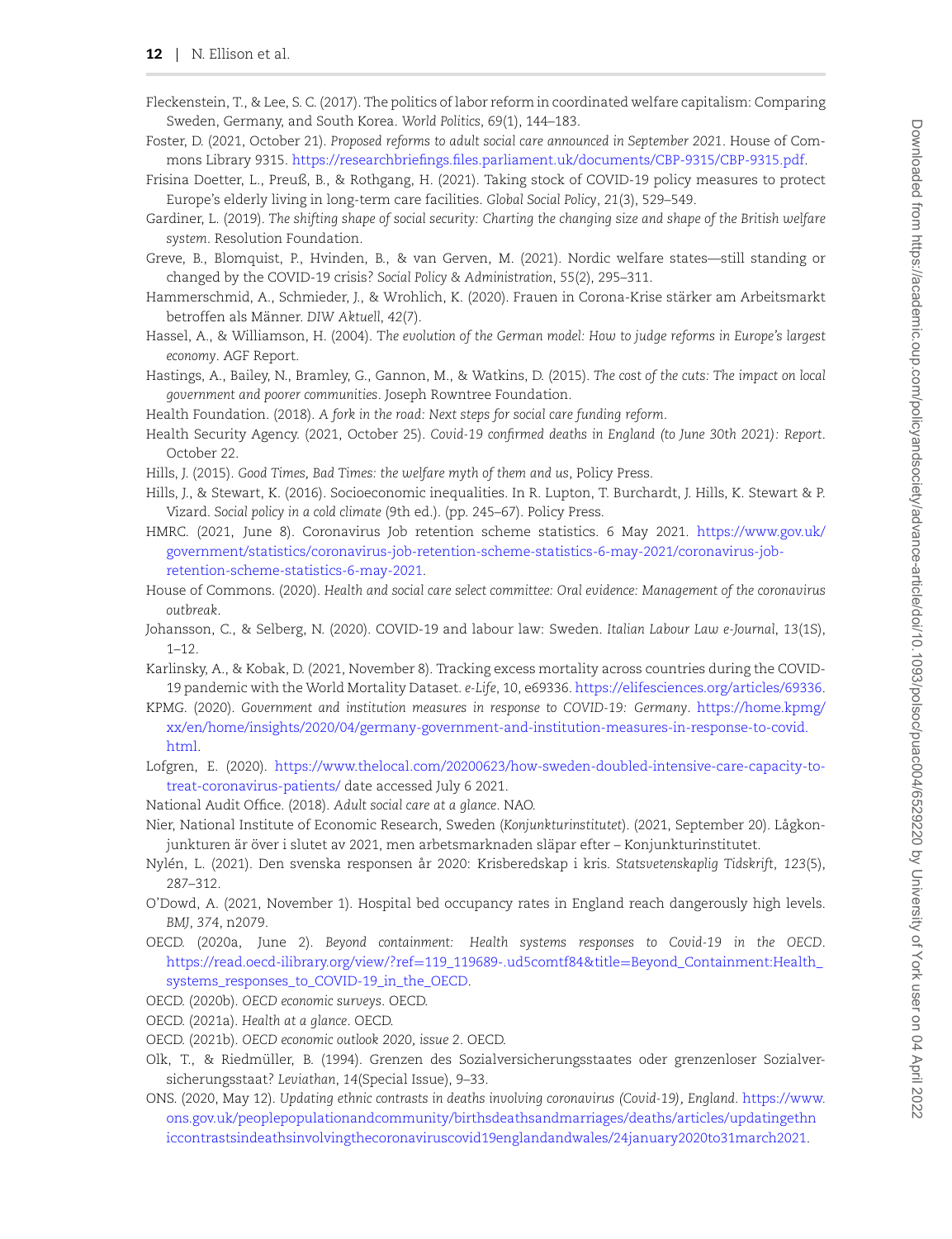Fleckenstein, T., & Lee, S. C. (2017). The politics of labor reform in coordinated welfare capitalism: Comparing Sweden, Germany, and South Korea. *World Politics*, *69*(1), 144–183.

Foster, D. (2021, October 21). *Proposed reforms to adult social care announced in September 2021*. House of Commons Library 9315. https://researchbriefings.files.parliament.uk/documents/CBP-9315/CBP-9315.pdf.

Frisina Doetter, L., Preuß, B., & Rothgang, H. (2021). Taking stock of COVID-19 policy measures to protect Europe's elderly living in long-term care facilities. *Global Social Policy*, *21*(3), 529–549.

Gardiner, L. (2019). *The shifting shape of social security: Charting the changing size and shape of the British welfare system*. Resolution Foundation.

Greve, B., Blomquist, P., Hvinden, B., & van Gerven, M. (2021). Nordic welfare states—still standing or changed by the COVID-19 crisis? *Social Policy & Administration*, *55*(2), 295–311.

Hammerschmid, A., Schmieder, J., & Wrohlich, K. (2020). Frauen in Corona-Krise stärker am Arbeitsmarkt betroffen als Männer. *DIW Aktuell*, *42*(7).

Hassel, A., & Williamson, H. (2004). *The evolution of the German model: How to judge reforms in Europe's largest economy*. AGF Report.

Hastings, A., Bailey, N., Bramley, G., Gannon, M., & Watkins, D. (2015). *The cost of the cuts: The impact on local government and poorer communities*. Joseph Rowntree Foundation.

Health Foundation. (2018). *A fork in the road: Next steps for social care funding reform*.

Health Security Agency. (2021, October 25). *Covid-19 confirmed deaths in England (to June 30th 2021): Report*. October 22.

Hills, J. (2015). *Good Times, Bad Times: the welfare myth of them and us*, Policy Press.

Hills, J., & Stewart, K. (2016). Socioeconomic inequalities. In R. Lupton, T. Burchardt, J. Hills, K. Stewart & P. Vizard. *Social policy in a cold climate* (9th ed.). (pp. 245–67). Policy Press.

HMRC. (2021, June 8). Coronavirus Job retention scheme statistics. 6 May 2021. https://www.gov.uk/government/statistics/coronavirus-job-retention-scheme-statistics-6-may-2021/coronavirus-job-retention-scheme-statistics-6-may-2021.

House of Commons. (2020). *Health and social care select committee: Oral evidence: Management of the coronavirus outbreak*.

Johansson, C., & Selberg, N. (2020). COVID-19 and labour law: Sweden. *Italian Labour Law e-Journal*, *13*(1S), 1–12.

Karlinsky, A., & Kobak, D. (2021, November 8). Tracking excess mortality across countries during the COVID-19 pandemic with the World Mortality Dataset. *e-Life*, 10, e69336. https://elifesciences.org/articles/69336.

KPMG. (2020). *Government and institution measures in response to COVID-19: Germany*. https://home.kpmg/xx/en/home/insights/2020/04/germany-government-and-institution-measures-in-response-to-covid.html.

Lofgren, E. (2020). https://www.thelocal.com/20200623/how-sweden-doubled-intensive-care-capacity-to-treat-coronavirus-patients/ date accessed July 6 2021.

National Audit Office. (2018). *Adult social care at a glance*. NAO.

Nier, National Institute of Economic Research, Sweden (*Konjunkturinstitutet*). (2021, September 20). Lågkonjunkturen är över i slutet av 2021, men arbetsmarknaden släpar efter – Konjunkturinstitutet.

Nylén, L. (2021). Den svenska responsen år 2020: Krisberedskap i kris. *Statsvetenskaplig Tidskrift*, *123*(5), 287–312.

O'Dowd, A. (2021, November 1). Hospital bed occupancy rates in England reach dangerously high levels. *BMJ*, *374*, n2079.

OECD. (2020a, June 2). *Beyond containment: Health systems responses to Covid-19 in the OECD*. https://read.oecd-ilibrary.org/view/?ref=119_119689-.ud5comtf84&title=Beyond_Containment:Health_systems_responses_to_COVID-19_in_the_OECD.

OECD. (2020b). *OECD economic surveys*. OECD.

OECD. (2021a). *Health at a glance*. OECD.

OECD. (2021b). *OECD economic outlook 2020, issue 2*. OECD.

Olk, T., & Riedmüller, B. (1994). Grenzen des Sozialversicherungsstaates oder grenzenloser Sozialversicherungsstaat? *Leviathan*, *14*(Special Issue), 9–33.

ONS. (2020, May 12). *Updating ethnic contrasts in deaths involving coronavirus (Covid-19), England*. https://www.ons.gov.uk/peoplepopulationandcommunity/birthsdeathsandmarriages/deaths/articles/updatingethniccontrastsindeathsinvolvingthecoronaviruscovid19englandandwales/24january2020to31march2021.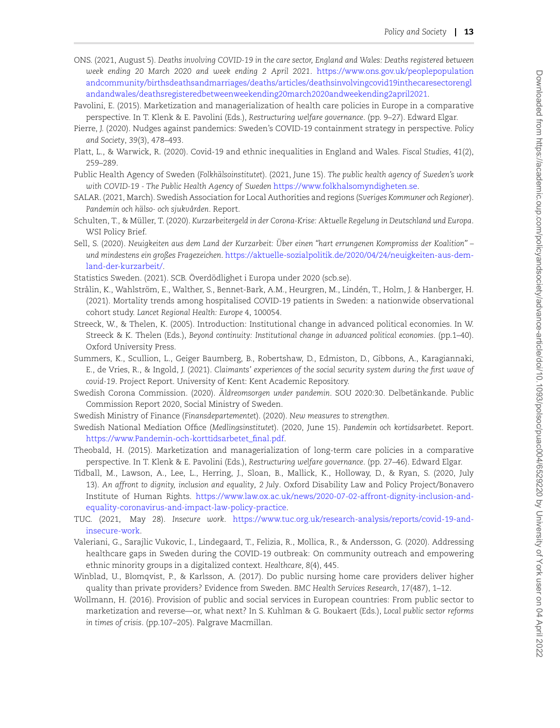ONS. (2021, August 5). *Deaths involving COVID-19 in the care sector, England and Wales: Deaths registered between week ending 20 March 2020 and week ending 2 April 2021*. https://www.ons.gov.uk/peoplepopulationandcommunity/birthsdeathsandmarriages/deaths/articles/deathsinvolvingcovid19inthecaresectorenglandandwales/deathsregisteredbetweenweekending20march2020andweekending2april2021.

Pavolini, E. (2015). Marketization and managerialization of health care policies in Europe in a comparative perspective. In T. Klenk & E. Pavolini (Eds.), *Restructuring welfare governance*. (pp. 9–27). Edward Elgar.

Pierre, J. (2020). Nudges against pandemics: Sweden's COVID-19 containment strategy in perspective. *Policy and Society*, *39*(3), 478–493.

Platt, L., & Warwick, R. (2020). Covid-19 and ethnic inequalities in England and Wales. *Fiscal Studies*, *41*(2), 259–289.

Public Health Agency of Sweden (*Folkhälsoinstitutet*). (2021, June 15). *The public health agency of Sweden's work with COVID-19 - The Public Health Agency of Sweden* https://www.folkhalsomyndigheten.se.

SALAR. (2021, March). Swedish Association for Local Authorities and regions (*Sveriges Kommuner och Regioner*). *Pandemin och hälso- och sjukvården*. Report.

Schulten, T., & Müller, T. (2020). *Kurzarbeitergeld in der Corona-Krise: Aktuelle Regelung in Deutschland und Europa*. WSI Policy Brief.

Sell, S. (2020). *Neuigkeiten aus dem Land der Kurzarbeit: Über einen "hart errungenen Kompromiss der Koalition" – und mindestens ein großes Fragezeichen*. https://aktuelle-sozialpolitik.de/2020/04/24/neuigkeiten-aus-dem-land-der-kurzarbeit/.

Statistics Sweden. (2021). SCB. Överdödlighet i Europa under 2020 (scb.se).

Strålin, K., Wahlström, E., Walther, S., Bennet-Bark, A.M., Heurgren, M., Lindén, T., Holm, J. & Hanberger, H. (2021). Mortality trends among hospitalised COVID-19 patients in Sweden: a nationwide observational cohort study. *Lancet Regional Health: Europe* 4, 100054.

Streeck, W., & Thelen, K. (2005). Introduction: Institutional change in advanced political economies. In W. Streeck & K. Thelen (Eds.), *Beyond continuity: Institutional change in advanced political economies*. (pp.1–40). Oxford University Press.

Summers, K., Scullion, L., Geiger Baumberg, B., Robertshaw, D., Edmiston, D., Gibbons, A., Karagiannaki, E., de Vries, R., & Ingold, J. (2021). *Claimants' experiences of the social security system during the first wave of covid-19*. Project Report. University of Kent: Kent Academic Repository.

Swedish Corona Commission. (2020). *Äldreomsorgen under pandemin*. SOU 2020:30. Delbetänkande. Public Commission Report 2020, Social Ministry of Sweden.

Swedish Ministry of Finance (*Finansdepartementet*). (2020). *New measures to strengthen*.

Swedish National Mediation Office (*Medlingsinstitutet*). (2020, June 15). *Pandemin och kortidsarbetet*. Report. https://www.Pandemin-och-korttidsarbetet_final.pdf.

Theobald, H. (2015). Marketization and managerialization of long-term care policies in a comparative perspective. In T. Klenk & E. Pavolini (Eds.), *Restructuring welfare governance*. (pp. 27–46). Edward Elgar.

Tidball, M., Lawson, A., Lee, L., Herring, J., Sloan, B., Mallick, K., Holloway, D., & Ryan, S. (2020, July 13). *An affront to dignity, inclusion and equality, 2 July*. Oxford Disability Law and Policy Project/Bonavero Institute of Human Rights. https://www.law.ox.ac.uk/news/2020-07-02-affront-dignity-inclusion-and-equality-coronavirus-and-impact-law-policy-practice.

TUC. (2021, May 28). *Insecure work*. https://www.tuc.org.uk/research-analysis/reports/covid-19-and-insecure-work.

Valeriani, G., Sarajlic Vukovic, I., Lindegaard, T., Felizia, R., Mollica, R., & Andersson, G. (2020). Addressing healthcare gaps in Sweden during the COVID-19 outbreak: On community outreach and empowering ethnic minority groups in a digitalized context. *Healthcare*, *8*(4), 445.

Winblad, U., Blomqvist, P., & Karlsson, A. (2017). Do public nursing home care providers deliver higher quality than private providers? Evidence from Sweden. *BMC Health Services Research*, *17*(487), 1–12.

Wollmann, H. (2016). Provision of public and social services in European countries: From public sector to marketization and reverse—or, what next? In S. Kuhlman & G. Boukaert (Eds.), *Local public sector reforms in times of crisis*. (pp.107–205). Palgrave Macmillan.